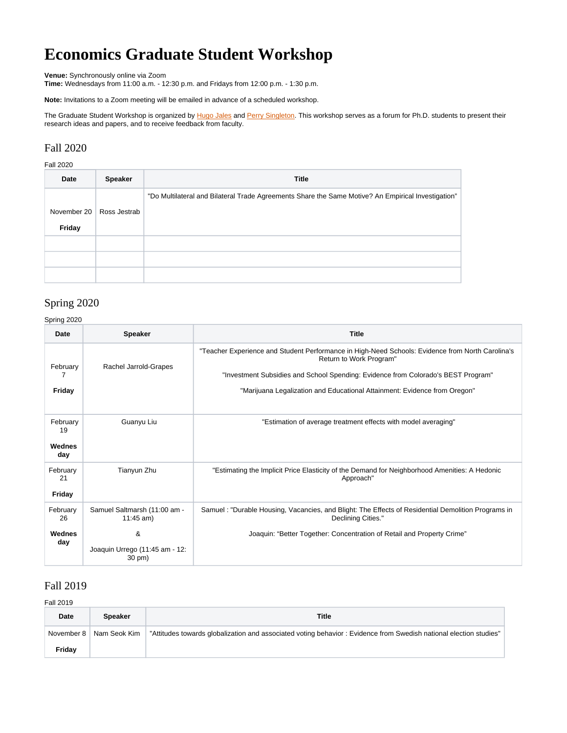# Economics Graduate Student Workshop

**Venue:** Synchronously online via Zoom
**Time:** Wednesdays from 11:00 a.m. - 12:30 p.m. and Fridays from 12:00 p.m. - 1:30 p.m.

**Note:** Invitations to a Zoom meeting will be emailed in advance of a scheduled workshop.

The Graduate Student Workshop is organized by Hugo Jales and Perry Singleton. This workshop serves as a forum for Ph.D. students to present their research ideas and papers, and to receive feedback from faculty.

## Fall 2020

Fall 2020

| Date | Speaker | Title |
|---|---|---|
| November 20 **Friday** | Ross Jestrab | "Do Multilateral and Bilateral Trade Agreements Share the Same Motive? An Empirical Investigation" |
| | | |
| | | |
| | | |

## Spring 2020

Spring 2020

| Date | Speaker | Title |
|---|---|---|
| February 7 **Friday** | Rachel Jarrold-Grapes | "Teacher Experience and Student Performance in High-Need Schools: Evidence from North Carolina's Return to Work Program" "Investment Subsidies and School Spending: Evidence from Colorado's BEST Program" "Marijuana Legalization and Educational Attainment: Evidence from Oregon" |
| February 19 **Wednesday** | Guanyu Liu | "Estimation of average treatment effects with model averaging" |
| February 21 **Friday** | Tianyun Zhu | "Estimating the Implicit Price Elasticity of the Demand for Neighborhood Amenities: A Hedonic Approach" |
| February 26 **Wednesday** | Samuel Saltmarsh (11:00 am - 11:45 am) & Joaquin Urrego (11:45 am - 12:30 pm) | Samuel : "Durable Housing, Vacancies, and Blight: The Effects of Residential Demolition Programs in Declining Cities." Joaquin: "Better Together: Concentration of Retail and Property Crime" |

## Fall 2019

Fall 2019

| Date | Speaker | Title |
|---|---|---|
| November 8 **Friday** | Nam Seok Kim | "Attitudes towards globalization and associated voting behavior : Evidence from Swedish national election studies" |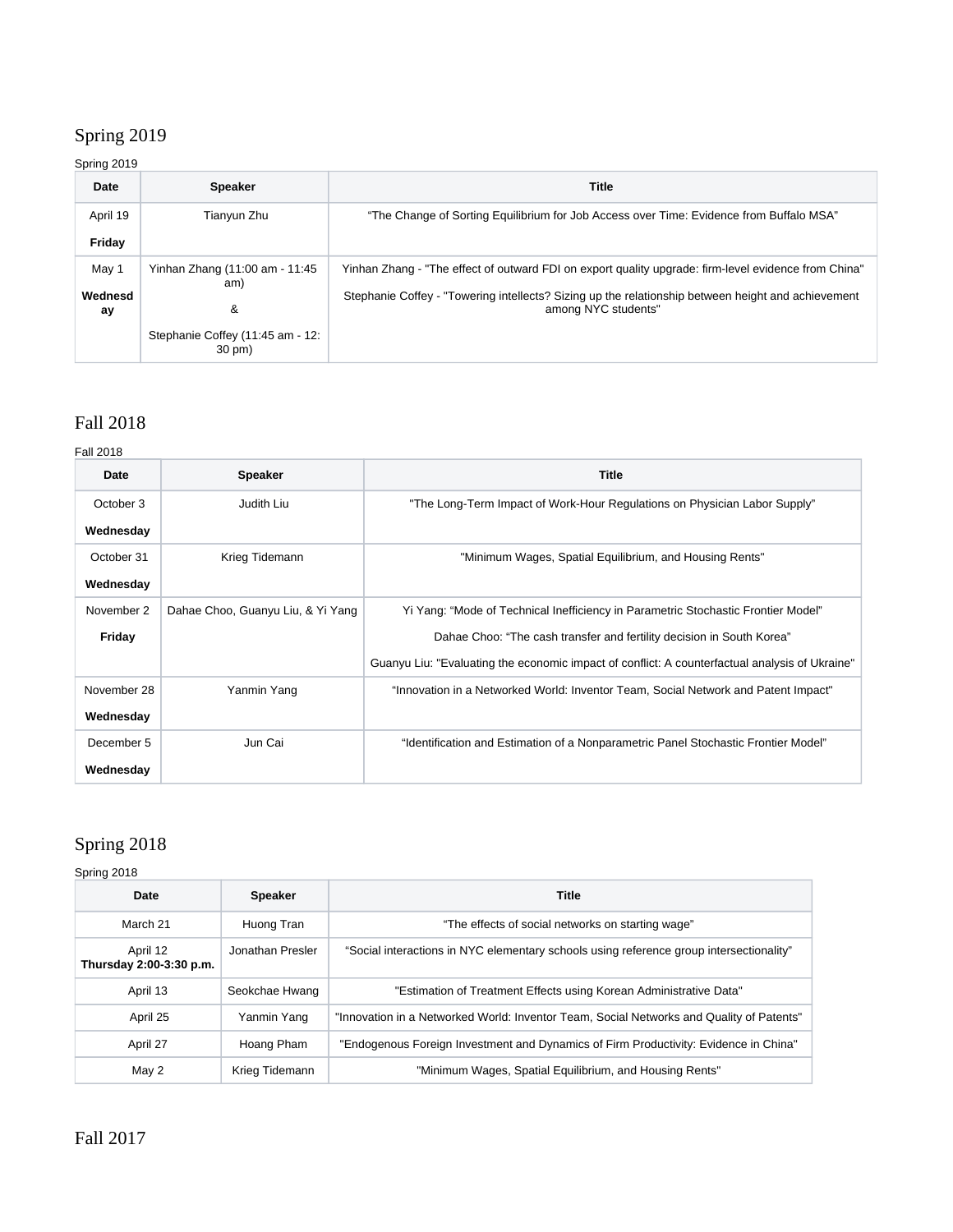# Spring 2019

Spring 2019

| Date | Speaker | Title |
|---|---|---|
| April 19 **Friday** | Tianyun Zhu | "The Change of Sorting Equilibrium for Job Access over Time: Evidence from Buffalo MSA" |
| May 1 **Wednesday** | Yinhan Zhang (11:00 am - 11:45 am) & Stephanie Coffey (11:45 am - 12:30 pm) | Yinhan Zhang - "The effect of outward FDI on export quality upgrade: firm-level evidence from China" Stephanie Coffey - "Towering intellects? Sizing up the relationship between height and achievement among NYC students" |

# Fall 2018

Fall 2018

| Date | Speaker | Title |
|---|---|---|
| October 3 **Wednesday** | Judith Liu | "The Long-Term Impact of Work-Hour Regulations on Physician Labor Supply" |
| October 31 **Wednesday** | Krieg Tidemann | "Minimum Wages, Spatial Equilibrium, and Housing Rents" |
| November 2 **Friday** | Dahae Choo, Guanyu Liu, & Yi Yang | Yi Yang: "Mode of Technical Inefficiency in Parametric Stochastic Frontier Model" Dahae Choo: "The cash transfer and fertility decision in South Korea" Guanyu Liu: "Evaluating the economic impact of conflict: A counterfactual analysis of Ukraine" |
| November 28 **Wednesday** | Yanmin Yang | "Innovation in a Networked World: Inventor Team, Social Network and Patent Impact" |
| December 5 **Wednesday** | Jun Cai | "Identification and Estimation of a Nonparametric Panel Stochastic Frontier Model" |

# Spring 2018

Spring 2018

| Date | Speaker | Title |
|---|---|---|
| March 21 | Huong Tran | "The effects of social networks on starting wage" |
| April 12 **Thursday 2:00-3:30 p.m.** | Jonathan Presler | "Social interactions in NYC elementary schools using reference group intersectionality" |
| April 13 | Seokchae Hwang | "Estimation of Treatment Effects using Korean Administrative Data" |
| April 25 | Yanmin Yang | "Innovation in a Networked World: Inventor Team, Social Networks and Quality of Patents" |
| April 27 | Hoang Pham | "Endogenous Foreign Investment and Dynamics of Firm Productivity: Evidence in China" |
| May 2 | Krieg Tidemann | "Minimum Wages, Spatial Equilibrium, and Housing Rents" |

# Fall 2017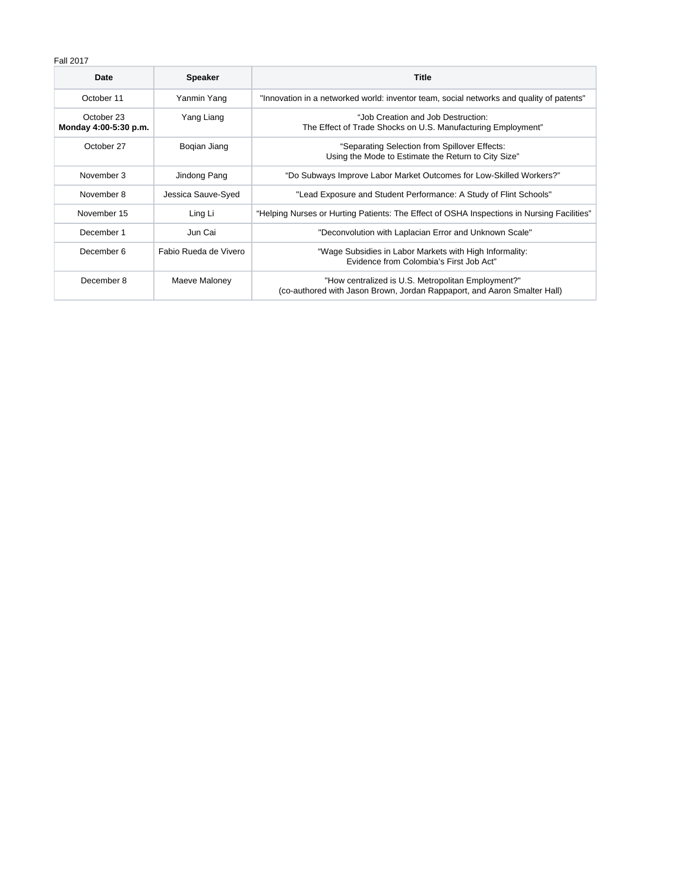Fall 2017

| Date | Speaker | Title |
|---|---|---|
| October 11 | Yanmin Yang | "Innovation in a networked world: inventor team, social networks and quality of patents" |
| October 23 **Monday 4:00-5:30 p.m.** | Yang Liang | "Job Creation and Job Destruction: The Effect of Trade Shocks on U.S. Manufacturing Employment" |
| October 27 | Boqian Jiang | "Separating Selection from Spillover Effects: Using the Mode to Estimate the Return to City Size" |
| November 3 | Jindong Pang | "Do Subways Improve Labor Market Outcomes for Low-Skilled Workers?" |
| November 8 | Jessica Sauve-Syed | "Lead Exposure and Student Performance: A Study of Flint Schools" |
| November 15 | Ling Li | "Helping Nurses or Hurting Patients: The Effect of OSHA Inspections in Nursing Facilities" |
| December 1 | Jun Cai | "Deconvolution with Laplacian Error and Unknown Scale" |
| December 6 | Fabio Rueda de Vivero | "Wage Subsidies in Labor Markets with High Informality: Evidence from Colombia's First Job Act" |
| December 8 | Maeve Maloney | "How centralized is U.S. Metropolitan Employment?" (co-authored with Jason Brown, Jordan Rappaport, and Aaron Smalter Hall) |